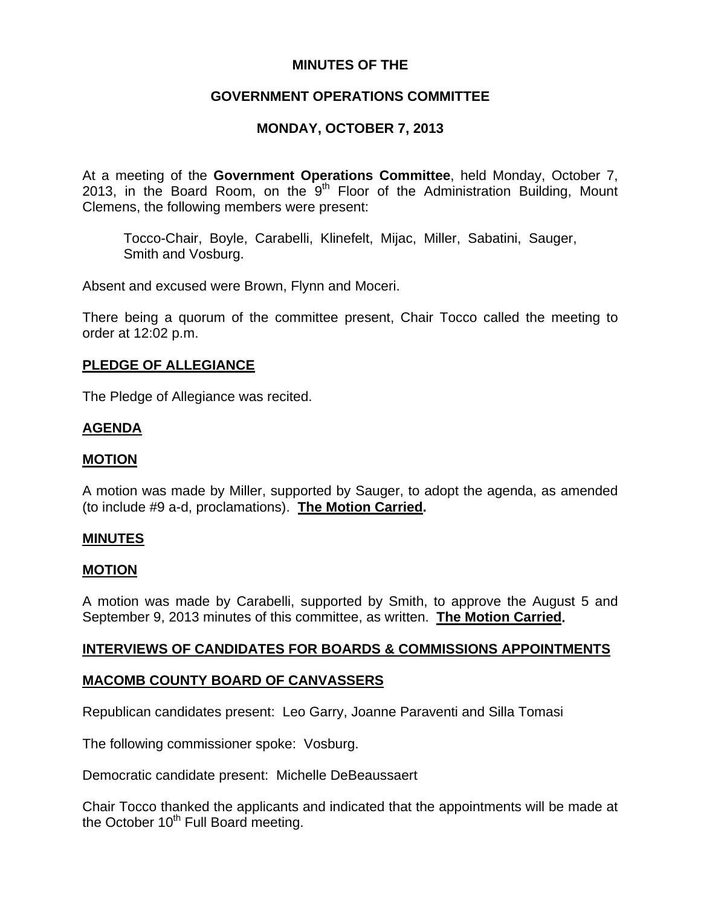**MINUTES OF THE**

**GOVERNMENT OPERATIONS COMMITTEE**

**MONDAY, OCTOBER 7, 2013**

At a meeting of the **Government Operations Committee**, held Monday, October 7, 2013, in the Board Room, on the 9th Floor of the Administration Building, Mount Clemens, the following members were present:

> Tocco-Chair, Boyle, Carabelli, Klinefelt, Mijac, Miller, Sabatini, Sauger, Smith and Vosburg.

Absent and excused were Brown, Flynn and Moceri.

There being a quorum of the committee present, Chair Tocco called the meeting to order at 12:02 p.m.

**PLEDGE OF ALLEGIANCE**

The Pledge of Allegiance was recited.

**AGENDA**

**MOTION**

A motion was made by Miller, supported by Sauger, to adopt the agenda, as amended (to include #9 a-d, proclamations). **The Motion Carried.**

**MINUTES**

**MOTION**

A motion was made by Carabelli, supported by Smith, to approve the August 5 and September 9, 2013 minutes of this committee, as written. **The Motion Carried.**

**INTERVIEWS OF CANDIDATES FOR BOARDS & COMMISSIONS APPOINTMENTS**

**MACOMB COUNTY BOARD OF CANVASSERS**

Republican candidates present: Leo Garry, Joanne Paraventi and Silla Tomasi

The following commissioner spoke: Vosburg.

Democratic candidate present: Michelle DeBeaussaert

Chair Tocco thanked the applicants and indicated that the appointments will be made at the October 10th Full Board meeting.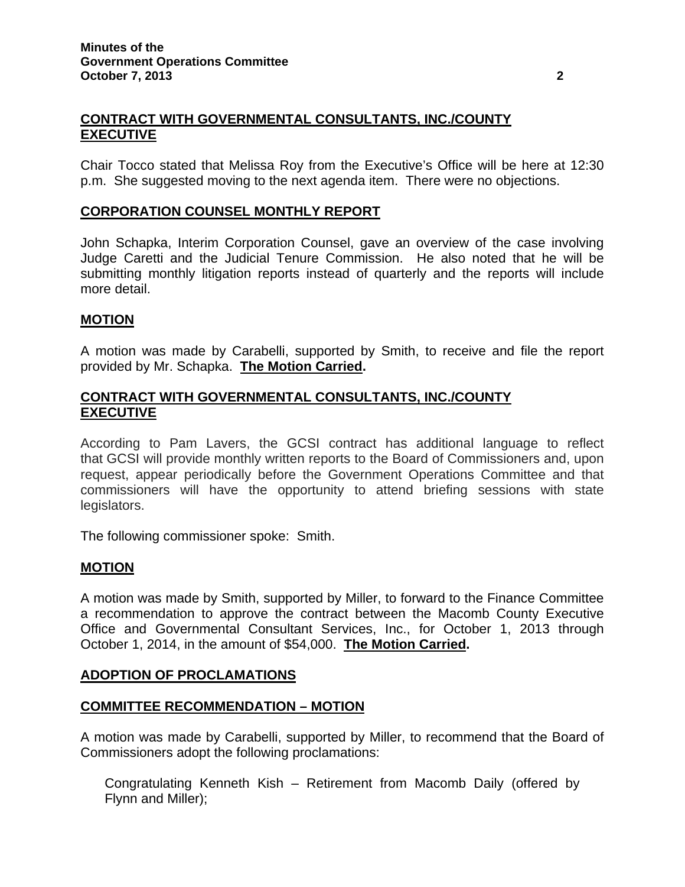**CONTRACT WITH GOVERNMENTAL CONSULTANTS, INC./COUNTY EXECUTIVE**

Chair Tocco stated that Melissa Roy from the Executive's Office will be here at 12:30 p.m. She suggested moving to the next agenda item. There were no objections.

**CORPORATION COUNSEL MONTHLY REPORT**

John Schapka, Interim Corporation Counsel, gave an overview of the case involving Judge Caretti and the Judicial Tenure Commission. He also noted that he will be submitting monthly litigation reports instead of quarterly and the reports will include more detail.

**MOTION**

A motion was made by Carabelli, supported by Smith, to receive and file the report provided by Mr. Schapka. **The Motion Carried.**

**CONTRACT WITH GOVERNMENTAL CONSULTANTS, INC./COUNTY EXECUTIVE**

According to Pam Lavers, the GCSI contract has additional language to reflect that GCSI will provide monthly written reports to the Board of Commissioners and, upon request, appear periodically before the Government Operations Committee and that commissioners will have the opportunity to attend briefing sessions with state legislators.

The following commissioner spoke: Smith.

**MOTION**

A motion was made by Smith, supported by Miller, to forward to the Finance Committee a recommendation to approve the contract between the Macomb County Executive Office and Governmental Consultant Services, Inc., for October 1, 2013 through October 1, 2014, in the amount of $54,000. **The Motion Carried.**

**ADOPTION OF PROCLAMATIONS**

**COMMITTEE RECOMMENDATION – MOTION**

A motion was made by Carabelli, supported by Miller, to recommend that the Board of Commissioners adopt the following proclamations:

> Congratulating Kenneth Kish – Retirement from Macomb Daily (offered by Flynn and Miller);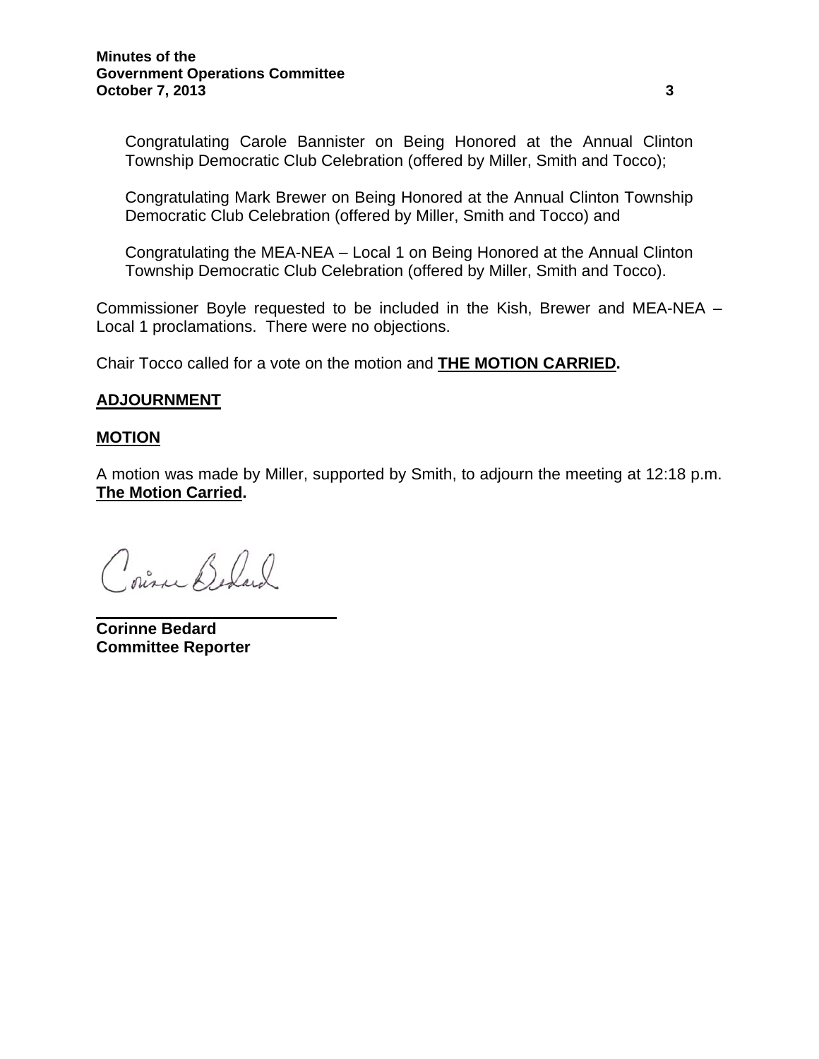Congratulating Carole Bannister on Being Honored at the Annual Clinton Township Democratic Club Celebration (offered by Miller, Smith and Tocco);

Congratulating Mark Brewer on Being Honored at the Annual Clinton Township Democratic Club Celebration (offered by Miller, Smith and Tocco) and

Congratulating the MEA-NEA – Local 1 on Being Honored at the Annual Clinton Township Democratic Club Celebration (offered by Miller, Smith and Tocco).

Commissioner Boyle requested to be included in the Kish, Brewer and MEA-NEA – Local 1 proclamations. There were no objections.

Chair Tocco called for a vote on the motion and **THE MOTION CARRIED.**

**ADJOURNMENT**

**MOTION**

A motion was made by Miller, supported by Smith, to adjourn the meeting at 12:18 p.m. **The Motion Carried.**

**Corinne Bedard**
**Committee Reporter**